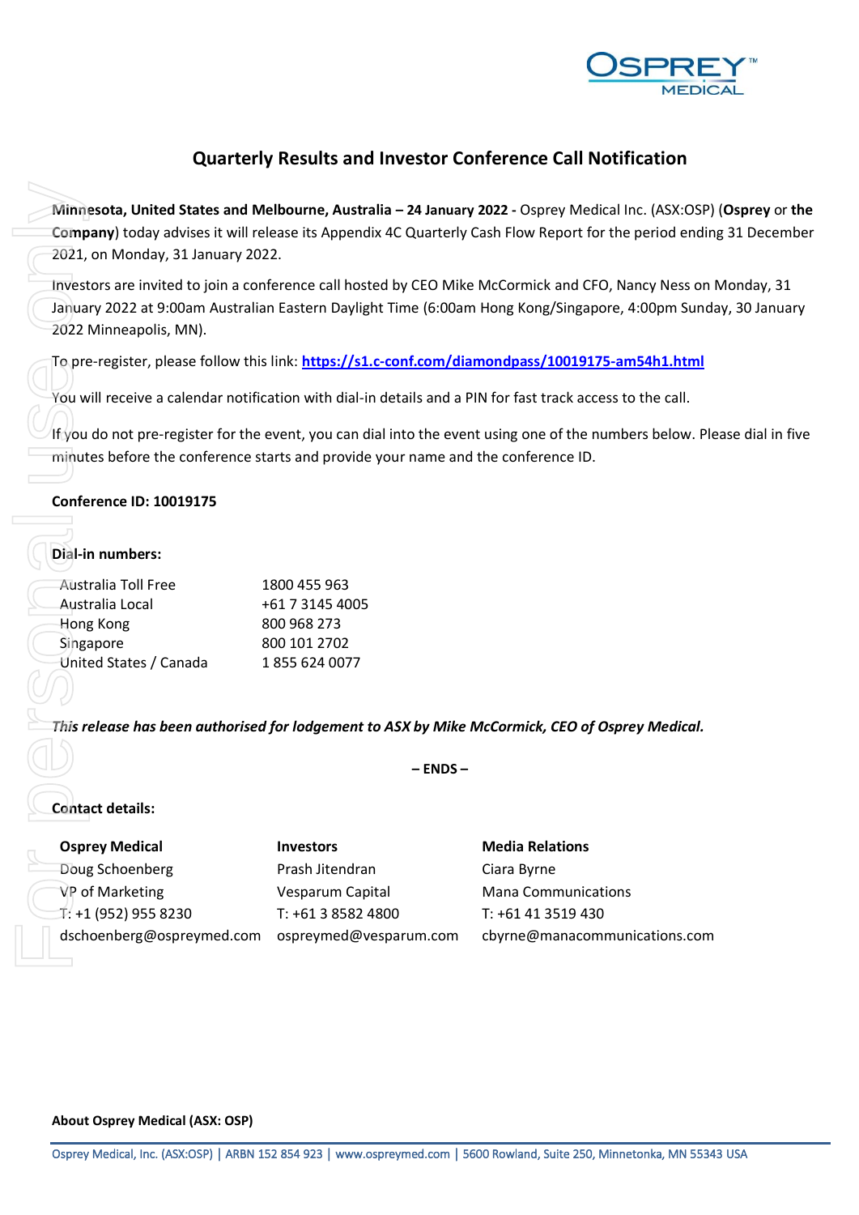# Quarterly Results and Investor Conference Call Notification

**Minnesota, United States and Melbourne, Australia – 24 January 2022 -** Osprey Medical Inc. (ASX:OSP) (**Osprey** or **the Company**) today advises it will release its Appendix 4C Quarterly Cash Flow Report for the period ending 31 December 2021, on Monday, 31 January 2022.

Investors are invited to join a conference call hosted by CEO Mike McCormick and CFO, Nancy Ness on Monday, 31 January 2022 at 9:00am Australian Eastern Daylight Time (6:00am Hong Kong/Singapore, 4:00pm Sunday, 30 January 2022 Minneapolis, MN).

To pre-register, please follow this link: **https://s1.c-conf.com/diamondpass/10019175-am54h1.html**

You will receive a calendar notification with dial-in details and a PIN for fast track access to the call.

If you do not pre-register for the event, you can dial into the event using one of the numbers below. Please dial in five minutes before the conference starts and provide your name and the conference ID.

**Conference ID: 10019175**

**Dial-in numbers:**

| | |
|---|---|
| Australia Toll Free | 1800 455 963 |
| Australia Local | +61 7 3145 4005 |
| Hong Kong | 800 968 273 |
| Singapore | 800 101 2702 |
| United States / Canada | 1 855 624 0077 |

***This release has been authorised for lodgement to ASX by Mike McCormick, CEO of Osprey Medical.***

**– ENDS –**

**Contact details:**

| **Osprey Medical** | **Investors** | **Media Relations** |
|---|---|---|
| Doug Schoenberg | Prash Jitendran | Ciara Byrne |
| VP of Marketing | Vesparum Capital | Mana Communications |
| T: +1 (952) 955 8230 | T: +61 3 8582 4800 | T: +61 41 3519 430 |
| dschoenberg@ospreymed.com | ospreymed@vesparum.com | cbyrne@manacommunications.com |

**About Osprey Medical (ASX: OSP)**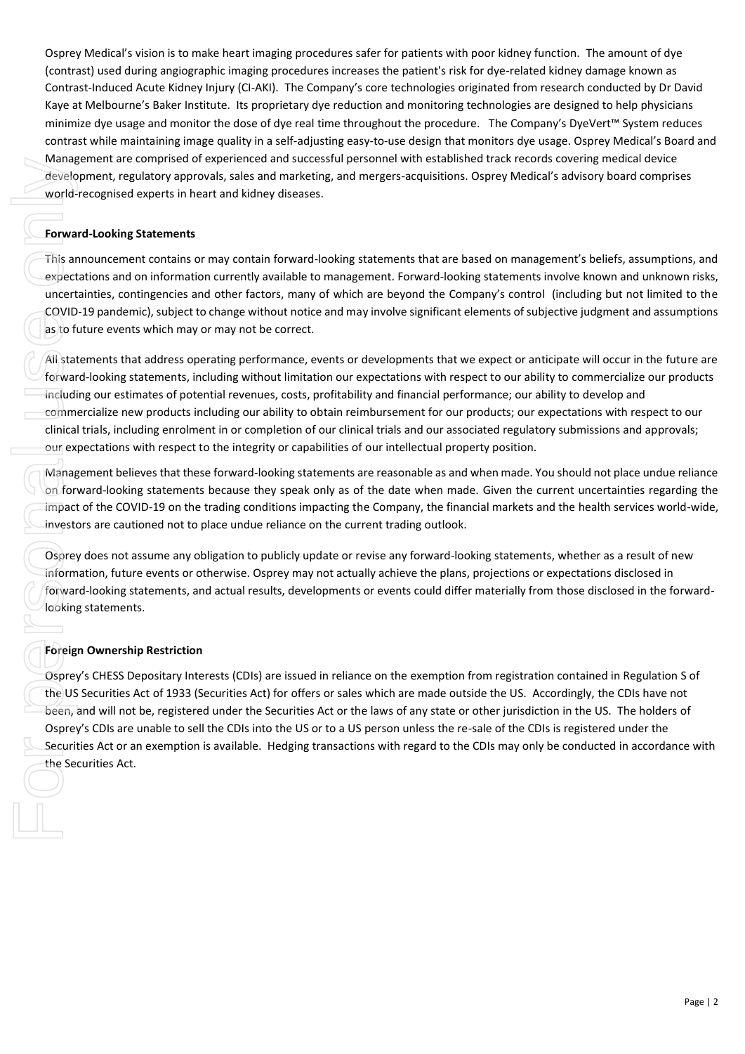Osprey Medical's vision is to make heart imaging procedures safer for patients with poor kidney function. The amount of dye (contrast) used during angiographic imaging procedures increases the patient's risk for dye-related kidney damage known as Contrast-Induced Acute Kidney Injury (CI-AKI). The Company's core technologies originated from research conducted by Dr David Kaye at Melbourne's Baker Institute. Its proprietary dye reduction and monitoring technologies are designed to help physicians minimize dye usage and monitor the dose of dye real time throughout the procedure. The Company's DyeVert™ System reduces contrast while maintaining image quality in a self-adjusting easy-to-use design that monitors dye usage. Osprey Medical's Board and Management are comprised of experienced and successful personnel with established track records covering medical device development, regulatory approvals, sales and marketing, and mergers-acquisitions. Osprey Medical's advisory board comprises world-recognised experts in heart and kidney diseases.

**Forward-Looking Statements**

This announcement contains or may contain forward-looking statements that are based on management's beliefs, assumptions, and expectations and on information currently available to management. Forward-looking statements involve known and unknown risks, uncertainties, contingencies and other factors, many of which are beyond the Company's control (including but not limited to the COVID-19 pandemic), subject to change without notice and may involve significant elements of subjective judgment and assumptions as to future events which may or may not be correct.

All statements that address operating performance, events or developments that we expect or anticipate will occur in the future are forward-looking statements, including without limitation our expectations with respect to our ability to commercialize our products including our estimates of potential revenues, costs, profitability and financial performance; our ability to develop and commercialize new products including our ability to obtain reimbursement for our products; our expectations with respect to our clinical trials, including enrolment in or completion of our clinical trials and our associated regulatory submissions and approvals; our expectations with respect to the integrity or capabilities of our intellectual property position.

Management believes that these forward-looking statements are reasonable as and when made. You should not place undue reliance on forward-looking statements because they speak only as of the date when made. Given the current uncertainties regarding the impact of the COVID-19 on the trading conditions impacting the Company, the financial markets and the health services world-wide, investors are cautioned not to place undue reliance on the current trading outlook.

Osprey does not assume any obligation to publicly update or revise any forward-looking statements, whether as a result of new information, future events or otherwise. Osprey may not actually achieve the plans, projections or expectations disclosed in forward-looking statements, and actual results, developments or events could differ materially from those disclosed in the forward-looking statements.

**Foreign Ownership Restriction**

Osprey's CHESS Depositary Interests (CDIs) are issued in reliance on the exemption from registration contained in Regulation S of the US Securities Act of 1933 (Securities Act) for offers or sales which are made outside the US. Accordingly, the CDIs have not been, and will not be, registered under the Securities Act or the laws of any state or other jurisdiction in the US. The holders of Osprey's CDIs are unable to sell the CDIs into the US or to a US person unless the re-sale of the CDIs is registered under the Securities Act or an exemption is available. Hedging transactions with regard to the CDIs may only be conducted in accordance with the Securities Act.